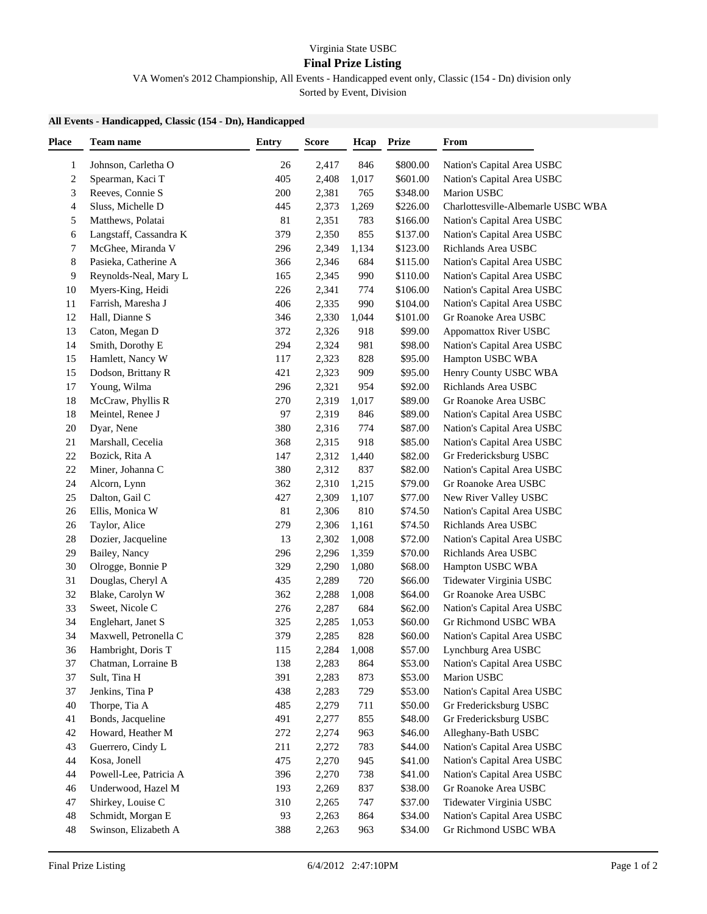Virginia State USBC

# Final Prize Listing

VA Women's 2012 Championship, All Events - Handicapped event only, Classic (154 - Dn) division only

Sorted by Event, Division

### All Events - Handicapped, Classic (154 - Dn), Handicapped

| Place | Team name | Entry | Score | Hcap | Prize | From |
|---|---|---|---|---|---|---|
| 1 | Johnson, Carletha O | 26 | 2,417 | 846 | $800.00 | Nation's Capital Area USBC |
| 2 | Spearman, Kaci T | 405 | 2,408 | 1,017 | $601.00 | Nation's Capital Area USBC |
| 3 | Reeves, Connie S | 200 | 2,381 | 765 | $348.00 | Marion USBC |
| 4 | Sluss, Michelle D | 445 | 2,373 | 1,269 | $226.00 | Charlottesville-Albemarle USBC WBA |
| 5 | Matthews, Polatai | 81 | 2,351 | 783 | $166.00 | Nation's Capital Area USBC |
| 6 | Langstaff, Cassandra K | 379 | 2,350 | 855 | $137.00 | Nation's Capital Area USBC |
| 7 | McGhee, Miranda V | 296 | 2,349 | 1,134 | $123.00 | Richlands Area USBC |
| 8 | Pasieka, Catherine A | 366 | 2,346 | 684 | $115.00 | Nation's Capital Area USBC |
| 9 | Reynolds-Neal, Mary L | 165 | 2,345 | 990 | $110.00 | Nation's Capital Area USBC |
| 10 | Myers-King, Heidi | 226 | 2,341 | 774 | $106.00 | Nation's Capital Area USBC |
| 11 | Farrish, Maresha J | 406 | 2,335 | 990 | $104.00 | Nation's Capital Area USBC |
| 12 | Hall, Dianne S | 346 | 2,330 | 1,044 | $101.00 | Gr Roanoke Area USBC |
| 13 | Caton, Megan D | 372 | 2,326 | 918 | $99.00 | Appomattox River USBC |
| 14 | Smith, Dorothy E | 294 | 2,324 | 981 | $98.00 | Nation's Capital Area USBC |
| 15 | Hamlett, Nancy W | 117 | 2,323 | 828 | $95.00 | Hampton USBC WBA |
| 15 | Dodson, Brittany R | 421 | 2,323 | 909 | $95.00 | Henry County USBC WBA |
| 17 | Young, Wilma | 296 | 2,321 | 954 | $92.00 | Richlands Area USBC |
| 18 | McCraw, Phyllis R | 270 | 2,319 | 1,017 | $89.00 | Gr Roanoke Area USBC |
| 18 | Meintel, Renee J | 97 | 2,319 | 846 | $89.00 | Nation's Capital Area USBC |
| 20 | Dyar, Nene | 380 | 2,316 | 774 | $87.00 | Nation's Capital Area USBC |
| 21 | Marshall, Cecelia | 368 | 2,315 | 918 | $85.00 | Nation's Capital Area USBC |
| 22 | Bozick, Rita A | 147 | 2,312 | 1,440 | $82.00 | Gr Fredericksburg USBC |
| 22 | Miner, Johanna C | 380 | 2,312 | 837 | $82.00 | Nation's Capital Area USBC |
| 24 | Alcorn, Lynn | 362 | 2,310 | 1,215 | $79.00 | Gr Roanoke Area USBC |
| 25 | Dalton, Gail C | 427 | 2,309 | 1,107 | $77.00 | New River Valley USBC |
| 26 | Ellis, Monica W | 81 | 2,306 | 810 | $74.50 | Nation's Capital Area USBC |
| 26 | Taylor, Alice | 279 | 2,306 | 1,161 | $74.50 | Richlands Area USBC |
| 28 | Dozier, Jacqueline | 13 | 2,302 | 1,008 | $72.00 | Nation's Capital Area USBC |
| 29 | Bailey, Nancy | 296 | 2,296 | 1,359 | $70.00 | Richlands Area USBC |
| 30 | Olrogge, Bonnie P | 329 | 2,290 | 1,080 | $68.00 | Hampton USBC WBA |
| 31 | Douglas, Cheryl A | 435 | 2,289 | 720 | $66.00 | Tidewater Virginia USBC |
| 32 | Blake, Carolyn W | 362 | 2,288 | 1,008 | $64.00 | Gr Roanoke Area USBC |
| 33 | Sweet, Nicole C | 276 | 2,287 | 684 | $62.00 | Nation's Capital Area USBC |
| 34 | Englehart, Janet S | 325 | 2,285 | 1,053 | $60.00 | Gr Richmond USBC WBA |
| 34 | Maxwell, Petronella C | 379 | 2,285 | 828 | $60.00 | Nation's Capital Area USBC |
| 36 | Hambright, Doris T | 115 | 2,284 | 1,008 | $57.00 | Lynchburg Area USBC |
| 37 | Chatman, Lorraine B | 138 | 2,283 | 864 | $53.00 | Nation's Capital Area USBC |
| 37 | Sult, Tina H | 391 | 2,283 | 873 | $53.00 | Marion USBC |
| 37 | Jenkins, Tina P | 438 | 2,283 | 729 | $53.00 | Nation's Capital Area USBC |
| 40 | Thorpe, Tia A | 485 | 2,279 | 711 | $50.00 | Gr Fredericksburg USBC |
| 41 | Bonds, Jacqueline | 491 | 2,277 | 855 | $48.00 | Gr Fredericksburg USBC |
| 42 | Howard, Heather M | 272 | 2,274 | 963 | $46.00 | Alleghany-Bath USBC |
| 43 | Guerrero, Cindy L | 211 | 2,272 | 783 | $44.00 | Nation's Capital Area USBC |
| 44 | Kosa, Jonell | 475 | 2,270 | 945 | $41.00 | Nation's Capital Area USBC |
| 44 | Powell-Lee, Patricia A | 396 | 2,270 | 738 | $41.00 | Nation's Capital Area USBC |
| 46 | Underwood, Hazel M | 193 | 2,269 | 837 | $38.00 | Gr Roanoke Area USBC |
| 47 | Shirkey, Louise C | 310 | 2,265 | 747 | $37.00 | Tidewater Virginia USBC |
| 48 | Schmidt, Morgan E | 93 | 2,263 | 864 | $34.00 | Nation's Capital Area USBC |
| 48 | Swinson, Elizabeth A | 388 | 2,263 | 963 | $34.00 | Gr Richmond USBC WBA |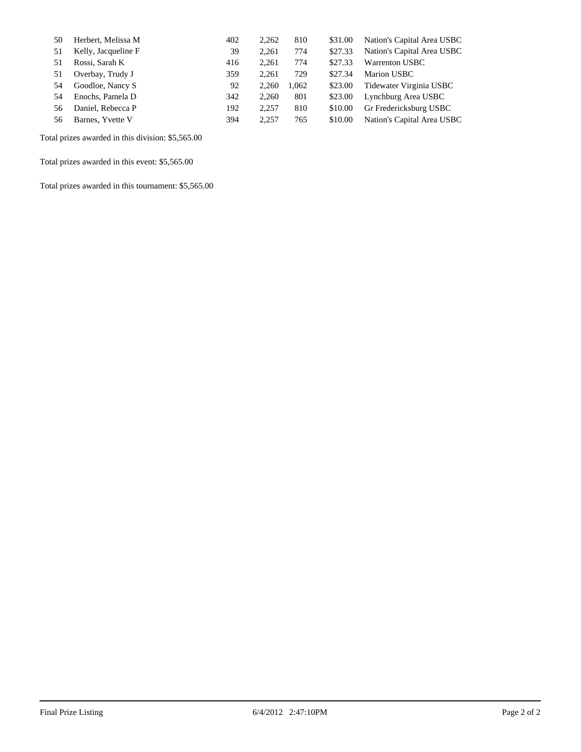| | | | | | | |
|---|---|---|---|---|---|---|
| 50 | Herbert, Melissa M | 402 | 2,262 | 810 | $31.00 | Nation's Capital Area USBC |
| 51 | Kelly, Jacqueline F | 39 | 2,261 | 774 | $27.33 | Nation's Capital Area USBC |
| 51 | Rossi, Sarah K | 416 | 2,261 | 774 | $27.33 | Warrenton USBC |
| 51 | Overbay, Trudy J | 359 | 2,261 | 729 | $27.34 | Marion USBC |
| 54 | Goodloe, Nancy S | 92 | 2,260 | 1,062 | $23.00 | Tidewater Virginia USBC |
| 54 | Enochs, Pamela D | 342 | 2,260 | 801 | $23.00 | Lynchburg Area USBC |
| 56 | Daniel, Rebecca P | 192 | 2,257 | 810 | $10.00 | Gr Fredericksburg USBC |
| 56 | Barnes, Yvette V | 394 | 2,257 | 765 | $10.00 | Nation's Capital Area USBC |

Total prizes awarded in this division: $5,565.00

Total prizes awarded in this event: $5,565.00

Total prizes awarded in this tournament: $5,565.00

Final Prize Listing 6/4/2012 2:47:10PM